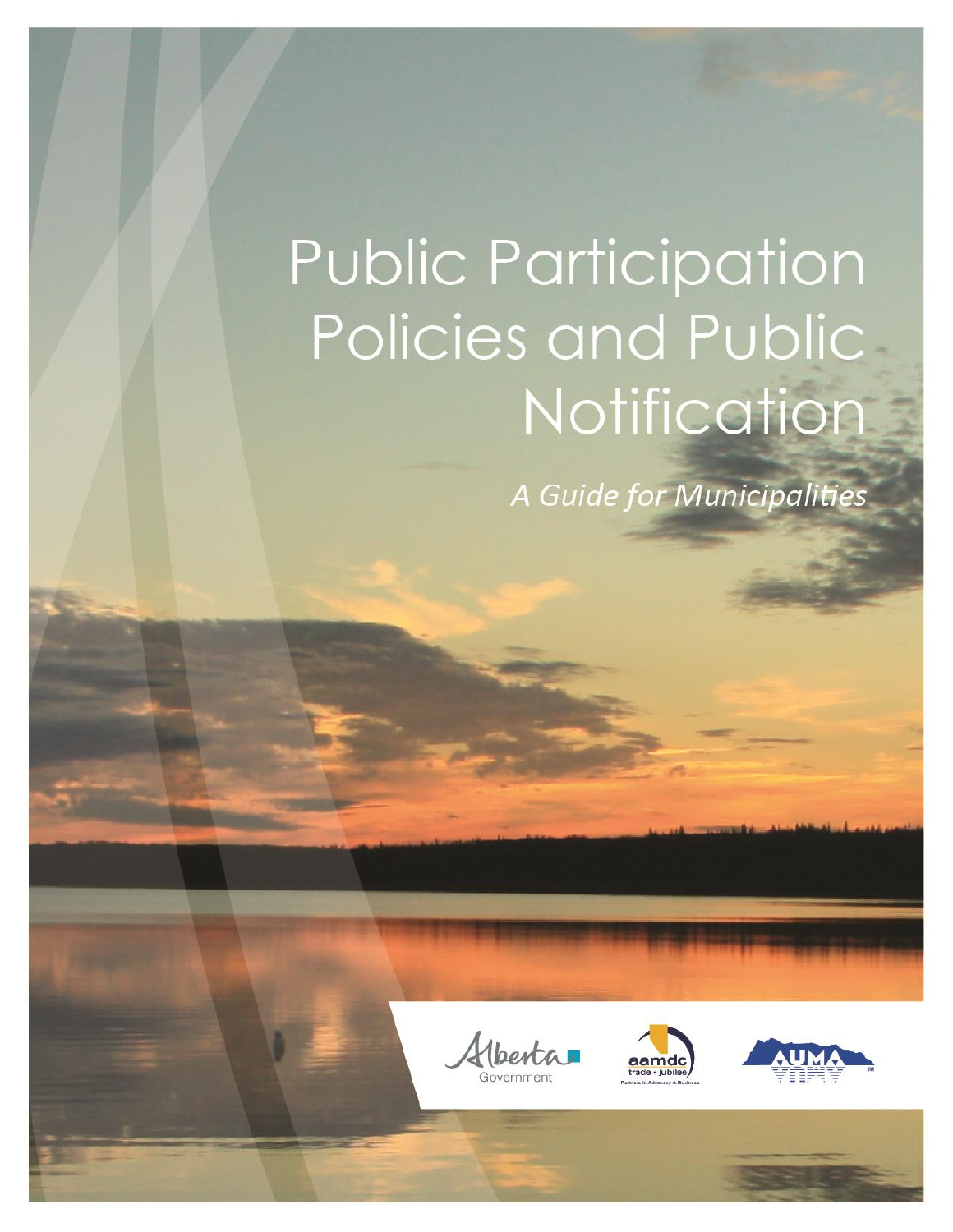# Public Participation Policies and Public Notification

*A Guide for Municipalities*

Alberta Government

aamdc trade • jubilee
Partners in Advocacy & Business

AUMA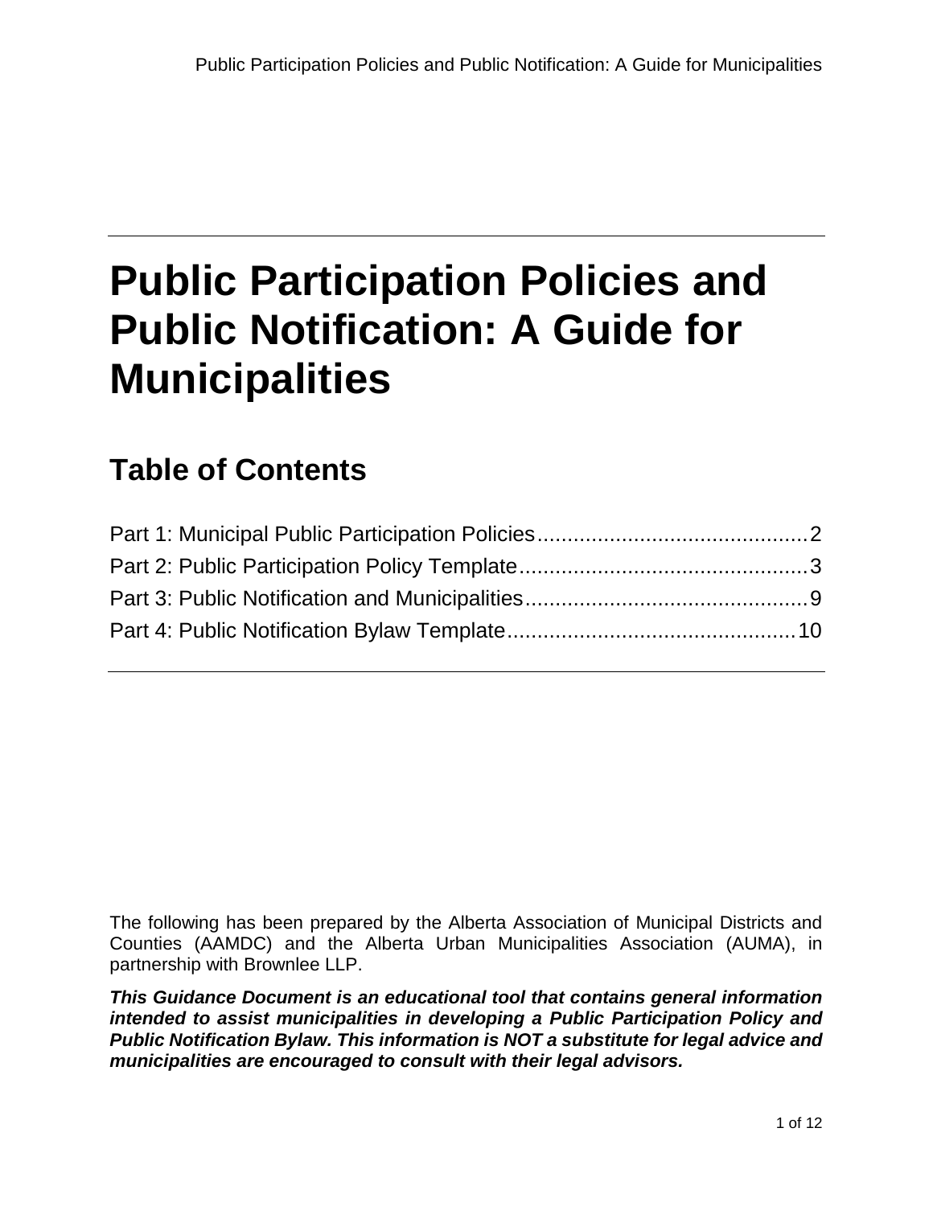# Public Participation Policies and Public Notification: A Guide for Municipalities

## Table of Contents

Part 1: Municipal Public Participation Policies .......... 2
Part 2: Public Participation Policy Template .......... 3
Part 3: Public Notification and Municipalities .......... 9
Part 4: Public Notification Bylaw Template .......... 10

The following has been prepared by the Alberta Association of Municipal Districts and Counties (AAMDC) and the Alberta Urban Municipalities Association (AUMA), in partnership with Brownlee LLP.

***This Guidance Document is an educational tool that contains general information intended to assist municipalities in developing a Public Participation Policy and Public Notification Bylaw. This information is NOT a substitute for legal advice and municipalities are encouraged to consult with their legal advisors.***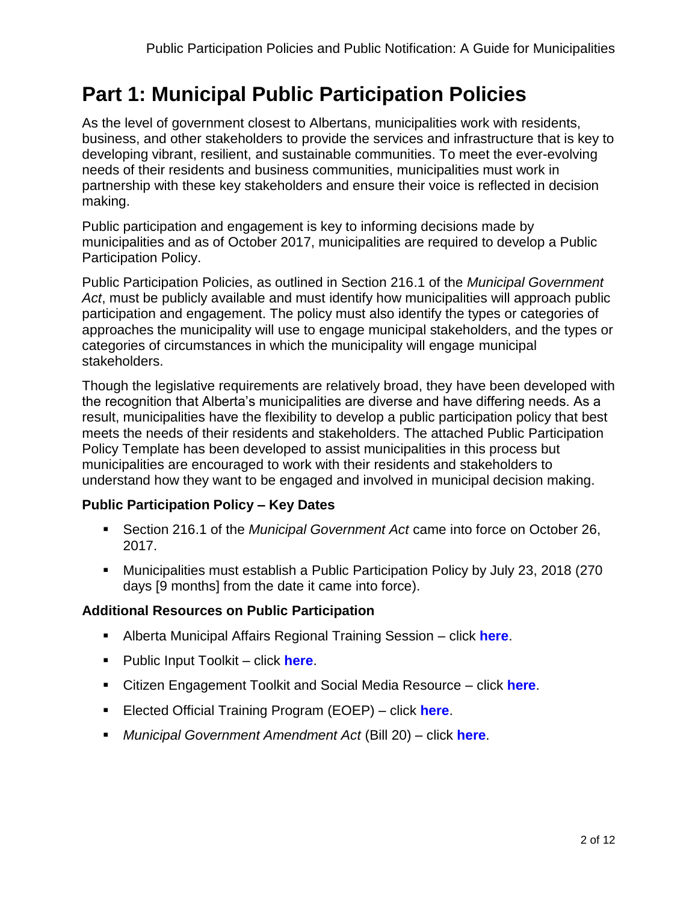# Part 1: Municipal Public Participation Policies

As the level of government closest to Albertans, municipalities work with residents, business, and other stakeholders to provide the services and infrastructure that is key to developing vibrant, resilient, and sustainable communities. To meet the ever-evolving needs of their residents and business communities, municipalities must work in partnership with these key stakeholders and ensure their voice is reflected in decision making.

Public participation and engagement is key to informing decisions made by municipalities and as of October 2017, municipalities are required to develop a Public Participation Policy.

Public Participation Policies, as outlined in Section 216.1 of the *Municipal Government Act*, must be publicly available and must identify how municipalities will approach public participation and engagement. The policy must also identify the types or categories of approaches the municipality will use to engage municipal stakeholders, and the types or categories of circumstances in which the municipality will engage municipal stakeholders.

Though the legislative requirements are relatively broad, they have been developed with the recognition that Alberta's municipalities are diverse and have differing needs. As a result, municipalities have the flexibility to develop a public participation policy that best meets the needs of their residents and stakeholders. The attached Public Participation Policy Template has been developed to assist municipalities in this process but municipalities are encouraged to work with their residents and stakeholders to understand how they want to be engaged and involved in municipal decision making.

### Public Participation Policy – Key Dates

- Section 216.1 of the *Municipal Government Act* came into force on October 26, 2017.
- Municipalities must establish a Public Participation Policy by July 23, 2018 (270 days [9 months] from the date it came into force).

### Additional Resources on Public Participation

- Alberta Municipal Affairs Regional Training Session – click **here**.
- Public Input Toolkit – click **here**.
- Citizen Engagement Toolkit and Social Media Resource – click **here**.
- Elected Official Training Program (EOEP) – click **here**.
- *Municipal Government Amendment Act* (Bill 20) – click **here**.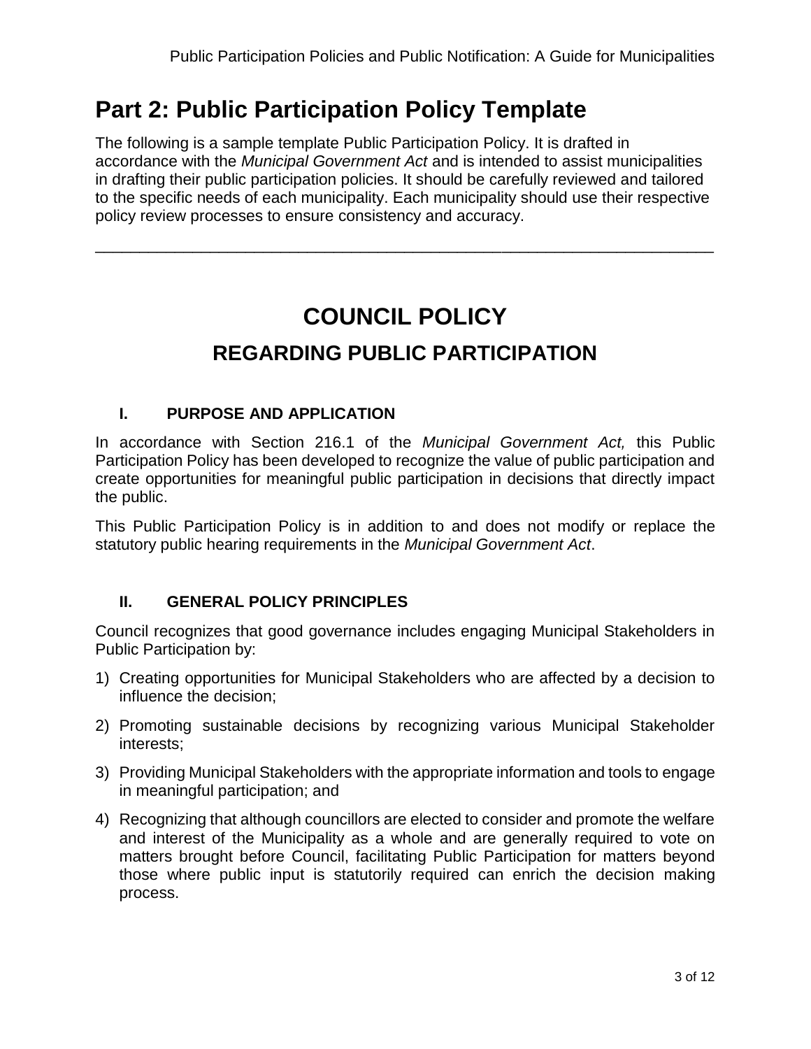# Part 2: Public Participation Policy Template

The following is a sample template Public Participation Policy. It is drafted in accordance with the *Municipal Government Act* and is intended to assist municipalities in drafting their public participation policies. It should be carefully reviewed and tailored to the specific needs of each municipality. Each municipality should use their respective policy review processes to ensure consistency and accuracy.

---

# COUNCIL POLICY

## REGARDING PUBLIC PARTICIPATION

### I. PURPOSE AND APPLICATION

In accordance with Section 216.1 of the *Municipal Government Act,* this Public Participation Policy has been developed to recognize the value of public participation and create opportunities for meaningful public participation in decisions that directly impact the public.

This Public Participation Policy is in addition to and does not modify or replace the statutory public hearing requirements in the *Municipal Government Act*.

### II. GENERAL POLICY PRINCIPLES

Council recognizes that good governance includes engaging Municipal Stakeholders in Public Participation by:

1) Creating opportunities for Municipal Stakeholders who are affected by a decision to influence the decision;
2) Promoting sustainable decisions by recognizing various Municipal Stakeholder interests;
3) Providing Municipal Stakeholders with the appropriate information and tools to engage in meaningful participation; and
4) Recognizing that although councillors are elected to consider and promote the welfare and interest of the Municipality as a whole and are generally required to vote on matters brought before Council, facilitating Public Participation for matters beyond those where public input is statutorily required can enrich the decision making process.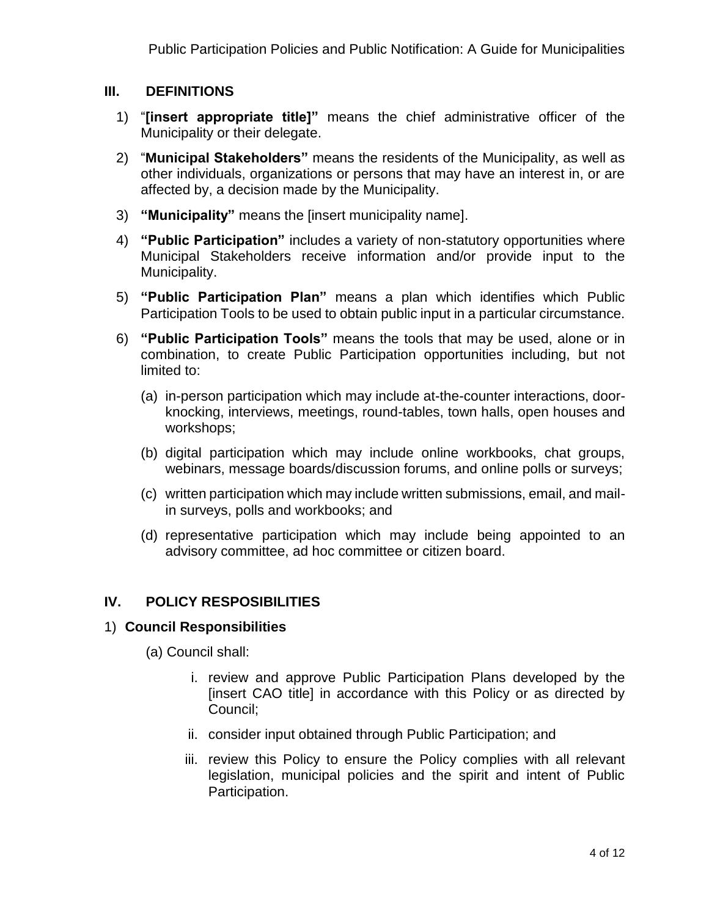## III. DEFINITIONS

1) "**[insert appropriate title]"** means the chief administrative officer of the Municipality or their delegate.

2) "**Municipal Stakeholders"** means the residents of the Municipality, as well as other individuals, organizations or persons that may have an interest in, or are affected by, a decision made by the Municipality.

3) **"Municipality"** means the [insert municipality name].

4) **"Public Participation"** includes a variety of non-statutory opportunities where Municipal Stakeholders receive information and/or provide input to the Municipality.

5) **"Public Participation Plan"** means a plan which identifies which Public Participation Tools to be used to obtain public input in a particular circumstance.

6) **"Public Participation Tools"** means the tools that may be used, alone or in combination, to create Public Participation opportunities including, but not limited to:

   (a) in-person participation which may include at-the-counter interactions, door-knocking, interviews, meetings, round-tables, town halls, open houses and workshops;

   (b) digital participation which may include online workbooks, chat groups, webinars, message boards/discussion forums, and online polls or surveys;

   (c) written participation which may include written submissions, email, and mail-in surveys, polls and workbooks; and

   (d) representative participation which may include being appointed to an advisory committee, ad hoc committee or citizen board.

## IV. POLICY RESPOSIBILITIES

1) **Council Responsibilities**

   (a) Council shall:

      i. review and approve Public Participation Plans developed by the [insert CAO title] in accordance with this Policy or as directed by Council;

      ii. consider input obtained through Public Participation; and

      iii. review this Policy to ensure the Policy complies with all relevant legislation, municipal policies and the spirit and intent of Public Participation.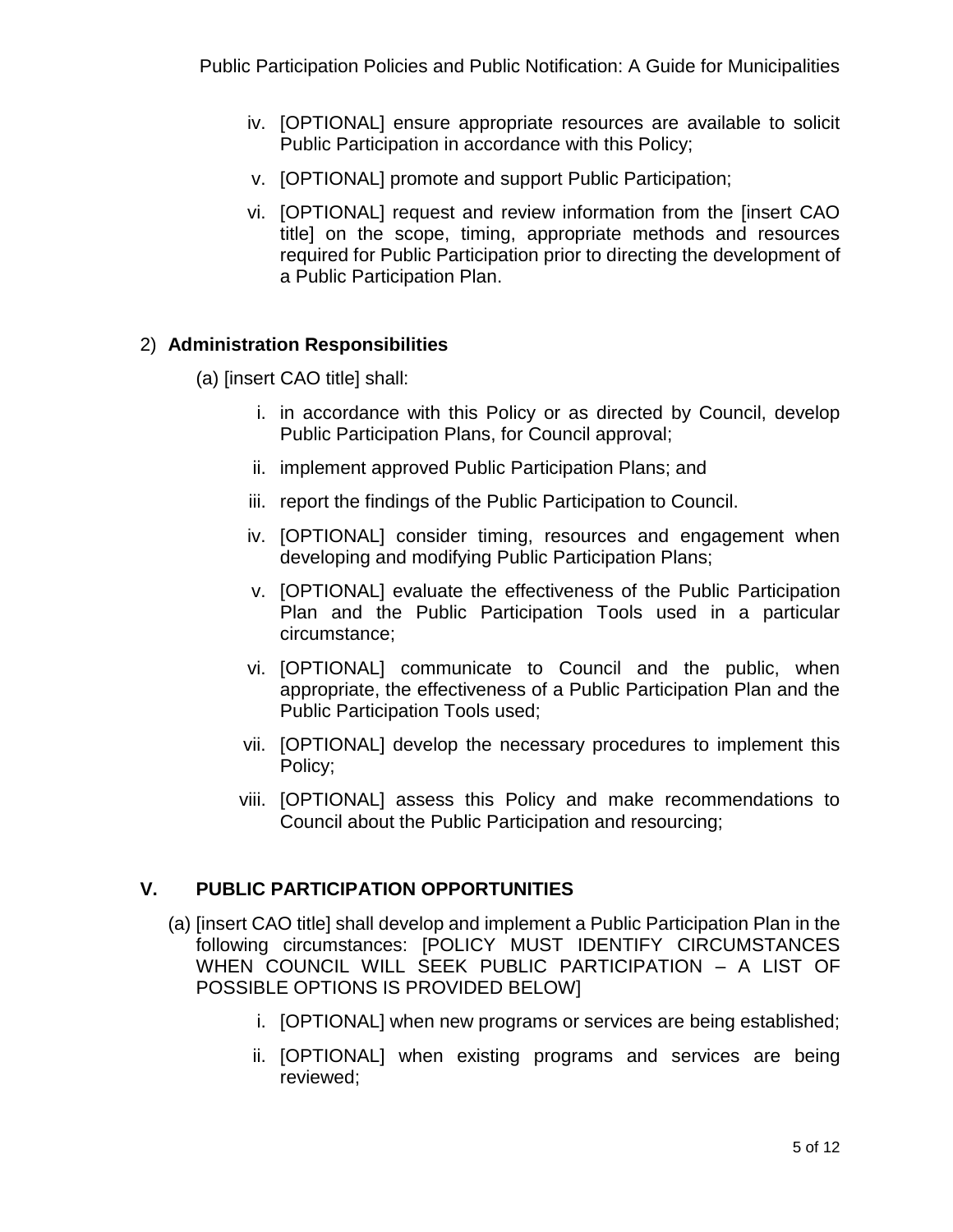iv. [OPTIONAL] ensure appropriate resources are available to solicit Public Participation in accordance with this Policy;

v. [OPTIONAL] promote and support Public Participation;

vi. [OPTIONAL] request and review information from the [insert CAO title] on the scope, timing, appropriate methods and resources required for Public Participation prior to directing the development of a Public Participation Plan.

2) **Administration Responsibilities**

(a) [insert CAO title] shall:

i. in accordance with this Policy or as directed by Council, develop Public Participation Plans, for Council approval;

ii. implement approved Public Participation Plans; and

iii. report the findings of the Public Participation to Council.

iv. [OPTIONAL] consider timing, resources and engagement when developing and modifying Public Participation Plans;

v. [OPTIONAL] evaluate the effectiveness of the Public Participation Plan and the Public Participation Tools used in a particular circumstance;

vi. [OPTIONAL] communicate to Council and the public, when appropriate, the effectiveness of a Public Participation Plan and the Public Participation Tools used;

vii. [OPTIONAL] develop the necessary procedures to implement this Policy;

viii. [OPTIONAL] assess this Policy and make recommendations to Council about the Public Participation and resourcing;

## V. PUBLIC PARTICIPATION OPPORTUNITIES

(a) [insert CAO title] shall develop and implement a Public Participation Plan in the following circumstances: [POLICY MUST IDENTIFY CIRCUMSTANCES WHEN COUNCIL WILL SEEK PUBLIC PARTICIPATION – A LIST OF POSSIBLE OPTIONS IS PROVIDED BELOW]

i. [OPTIONAL] when new programs or services are being established;

ii. [OPTIONAL] when existing programs and services are being reviewed;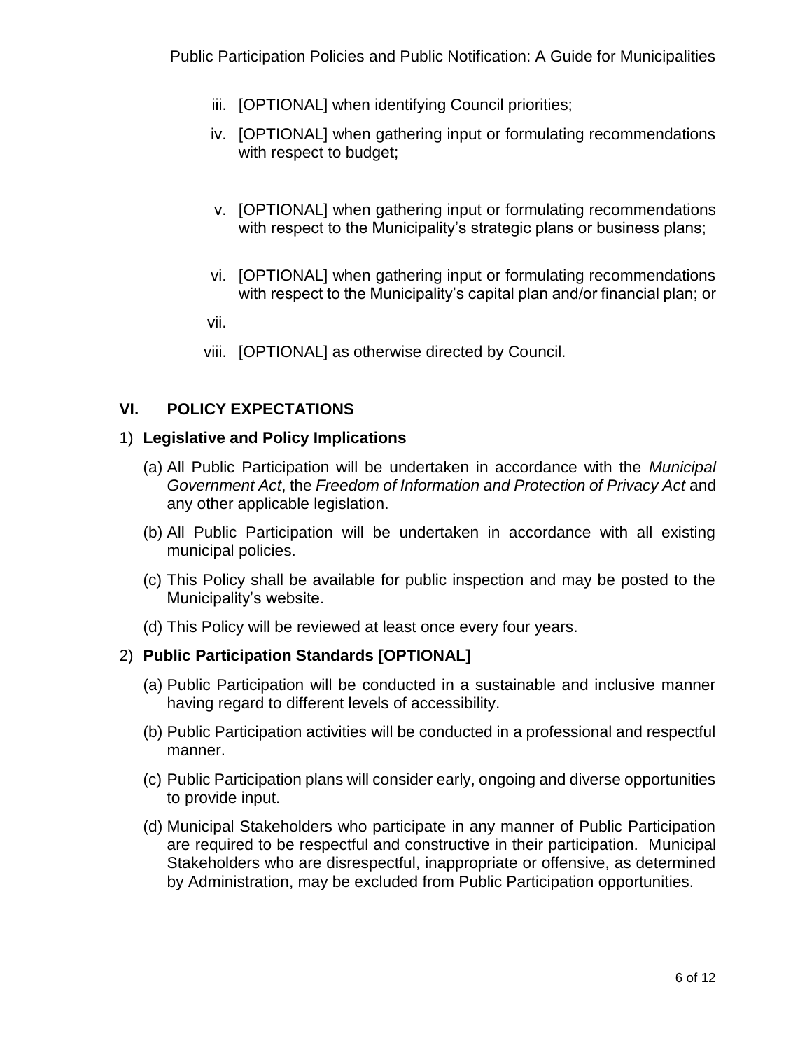iii. [OPTIONAL] when identifying Council priorities;

iv. [OPTIONAL] when gathering input or formulating recommendations with respect to budget;

v. [OPTIONAL] when gathering input or formulating recommendations with respect to the Municipality's strategic plans or business plans;

vi. [OPTIONAL] when gathering input or formulating recommendations with respect to the Municipality's capital plan and/or financial plan; or

vii.

viii. [OPTIONAL] as otherwise directed by Council.

## VI. POLICY EXPECTATIONS

### 1) Legislative and Policy Implications

(a) All Public Participation will be undertaken in accordance with the *Municipal Government Act*, the *Freedom of Information and Protection of Privacy Act* and any other applicable legislation.

(b) All Public Participation will be undertaken in accordance with all existing municipal policies.

(c) This Policy shall be available for public inspection and may be posted to the Municipality's website.

(d) This Policy will be reviewed at least once every four years.

### 2) Public Participation Standards [OPTIONAL]

(a) Public Participation will be conducted in a sustainable and inclusive manner having regard to different levels of accessibility.

(b) Public Participation activities will be conducted in a professional and respectful manner.

(c) Public Participation plans will consider early, ongoing and diverse opportunities to provide input.

(d) Municipal Stakeholders who participate in any manner of Public Participation are required to be respectful and constructive in their participation. Municipal Stakeholders who are disrespectful, inappropriate or offensive, as determined by Administration, may be excluded from Public Participation opportunities.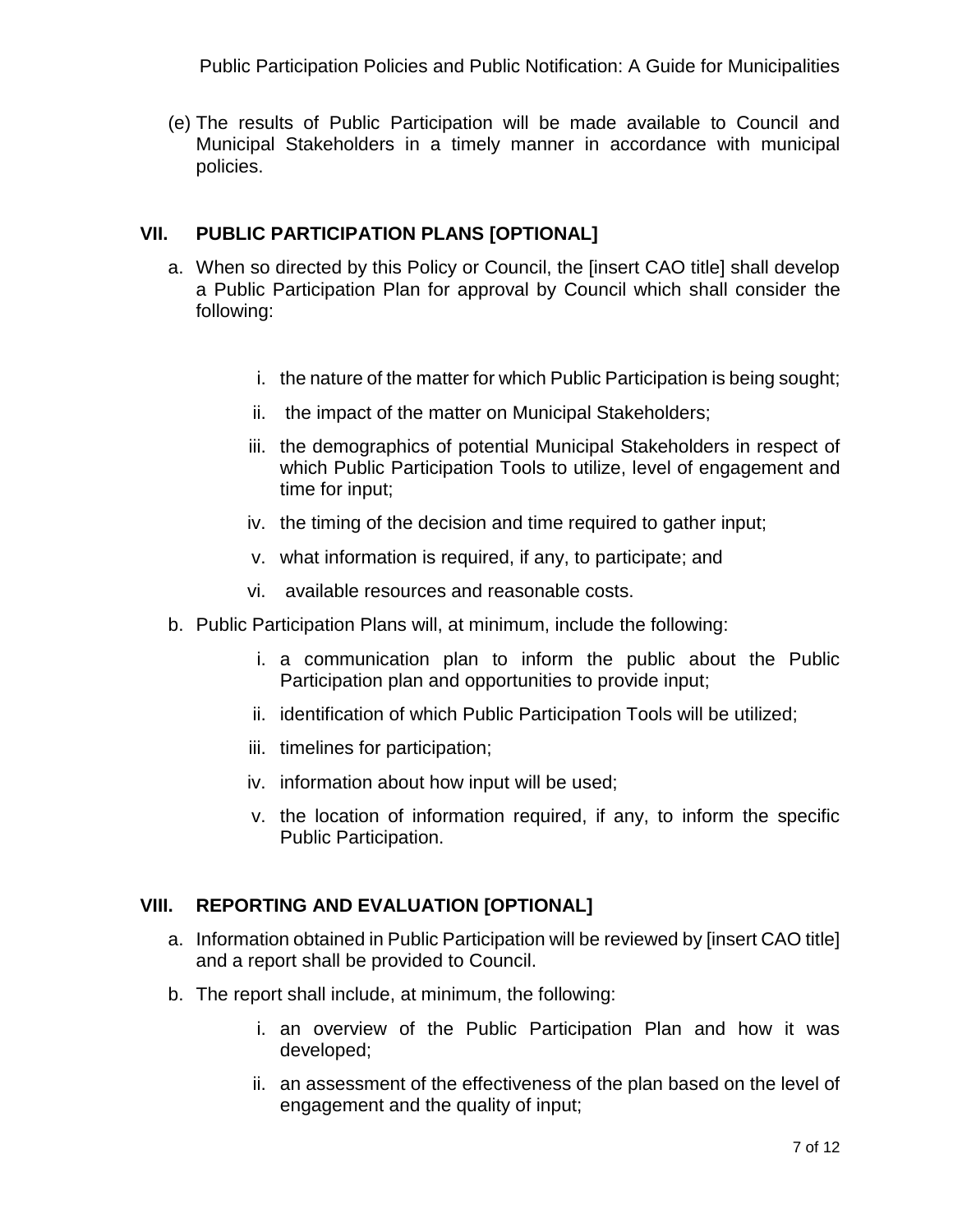(e) The results of Public Participation will be made available to Council and Municipal Stakeholders in a timely manner in accordance with municipal policies.

## VII. PUBLIC PARTICIPATION PLANS [OPTIONAL]

a. When so directed by this Policy or Council, the [insert CAO title] shall develop a Public Participation Plan for approval by Council which shall consider the following:

   i. the nature of the matter for which Public Participation is being sought;

   ii. the impact of the matter on Municipal Stakeholders;

   iii. the demographics of potential Municipal Stakeholders in respect of which Public Participation Tools to utilize, level of engagement and time for input;

   iv. the timing of the decision and time required to gather input;

   v. what information is required, if any, to participate; and

   vi. available resources and reasonable costs.

b. Public Participation Plans will, at minimum, include the following:

   i. a communication plan to inform the public about the Public Participation plan and opportunities to provide input;

   ii. identification of which Public Participation Tools will be utilized;

   iii. timelines for participation;

   iv. information about how input will be used;

   v. the location of information required, if any, to inform the specific Public Participation.

## VIII. REPORTING AND EVALUATION [OPTIONAL]

a. Information obtained in Public Participation will be reviewed by [insert CAO title] and a report shall be provided to Council.

b. The report shall include, at minimum, the following:

   i. an overview of the Public Participation Plan and how it was developed;

   ii. an assessment of the effectiveness of the plan based on the level of engagement and the quality of input;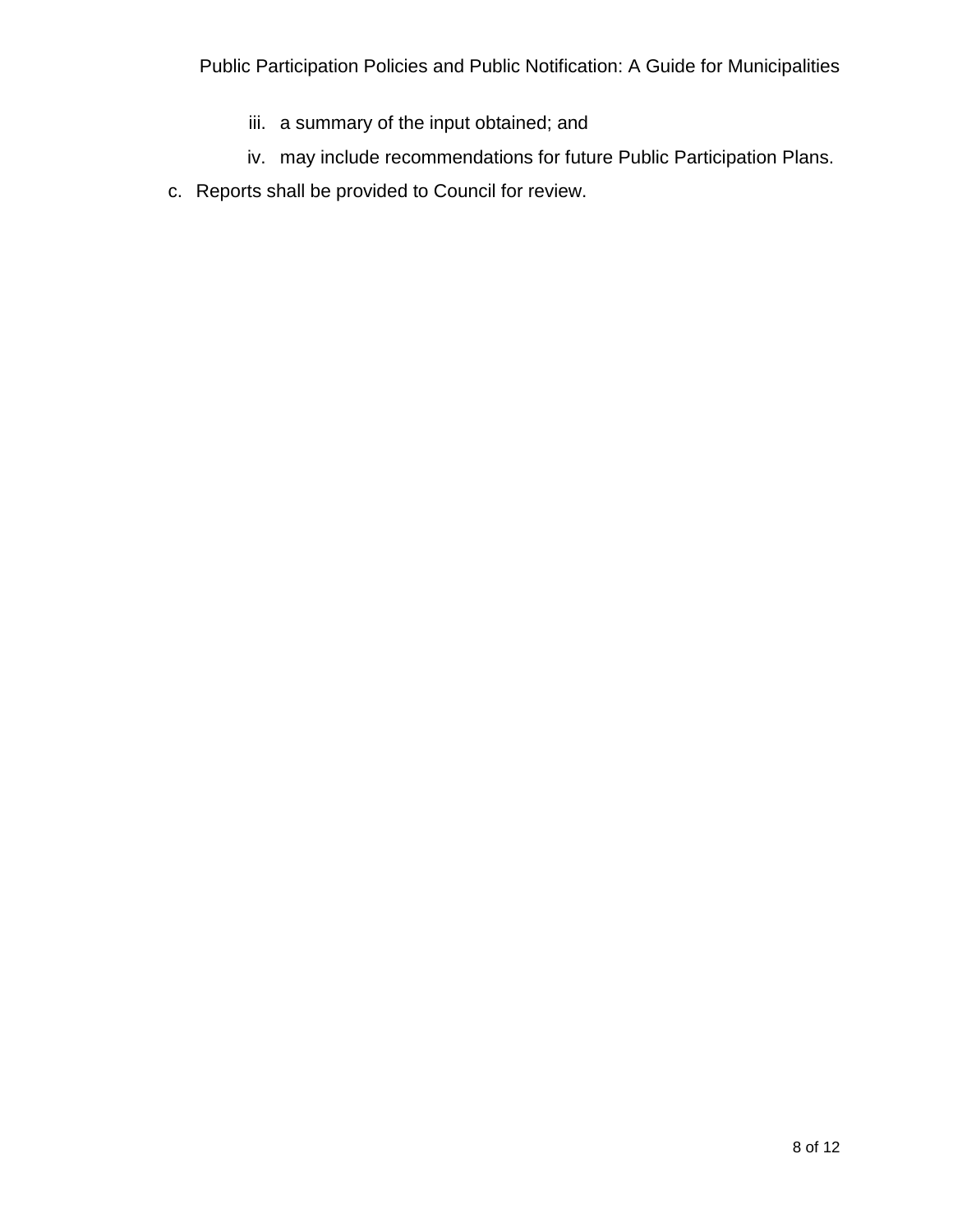iii. a summary of the input obtained; and
   iv. may include recommendations for future Public Participation Plans.

c. Reports shall be provided to Council for review.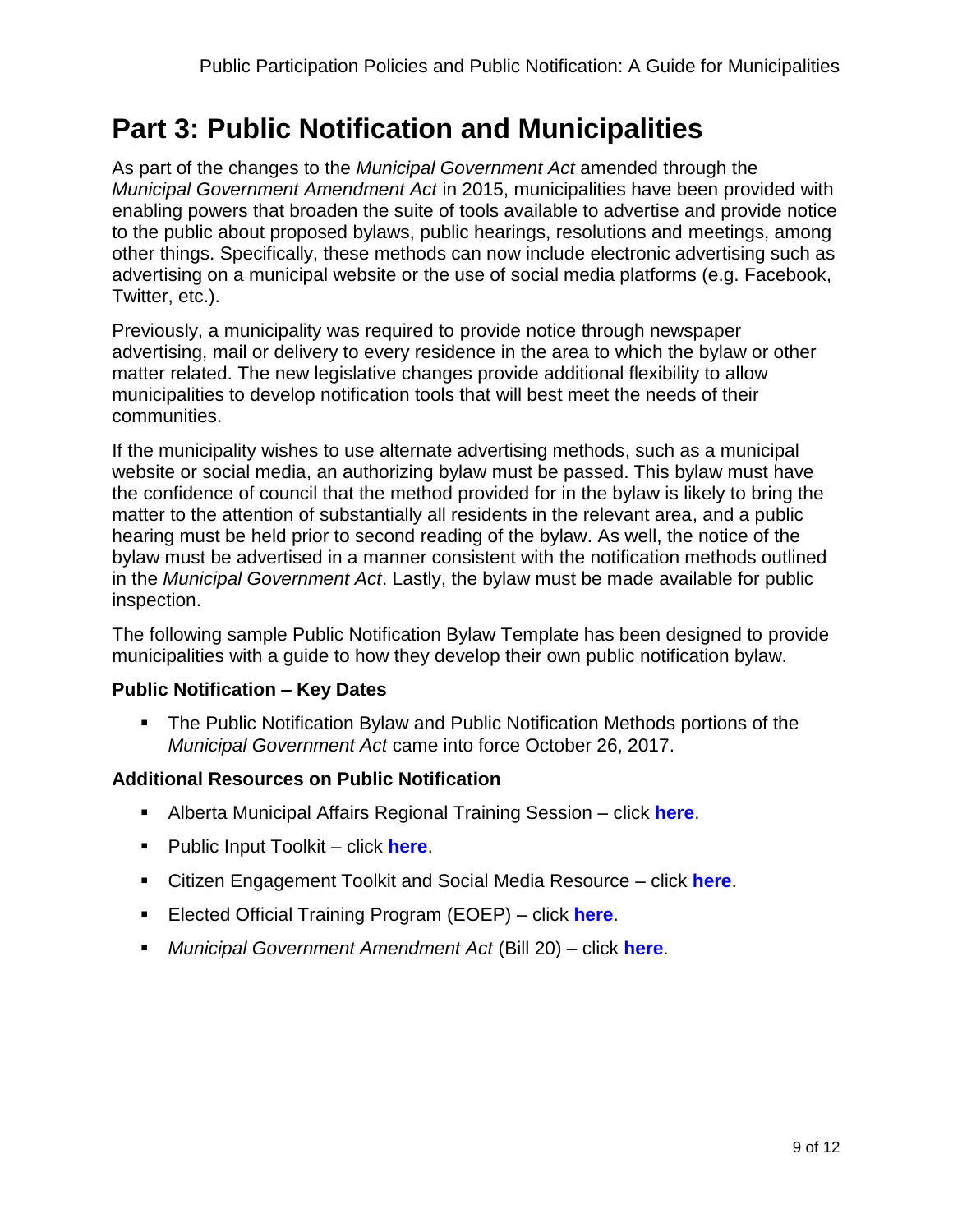# Part 3: Public Notification and Municipalities

As part of the changes to the *Municipal Government Act* amended through the *Municipal Government Amendment Act* in 2015, municipalities have been provided with enabling powers that broaden the suite of tools available to advertise and provide notice to the public about proposed bylaws, public hearings, resolutions and meetings, among other things. Specifically, these methods can now include electronic advertising such as advertising on a municipal website or the use of social media platforms (e.g. Facebook, Twitter, etc.).

Previously, a municipality was required to provide notice through newspaper advertising, mail or delivery to every residence in the area to which the bylaw or other matter related. The new legislative changes provide additional flexibility to allow municipalities to develop notification tools that will best meet the needs of their communities.

If the municipality wishes to use alternate advertising methods, such as a municipal website or social media, an authorizing bylaw must be passed. This bylaw must have the confidence of council that the method provided for in the bylaw is likely to bring the matter to the attention of substantially all residents in the relevant area, and a public hearing must be held prior to second reading of the bylaw. As well, the notice of the bylaw must be advertised in a manner consistent with the notification methods outlined in the *Municipal Government Act*. Lastly, the bylaw must be made available for public inspection.

The following sample Public Notification Bylaw Template has been designed to provide municipalities with a guide to how they develop their own public notification bylaw.

### Public Notification – Key Dates

- The Public Notification Bylaw and Public Notification Methods portions of the *Municipal Government Act* came into force October 26, 2017.

### Additional Resources on Public Notification

- Alberta Municipal Affairs Regional Training Session – click **here**.
- Public Input Toolkit – click **here**.
- Citizen Engagement Toolkit and Social Media Resource – click **here**.
- Elected Official Training Program (EOEP) – click **here**.
- *Municipal Government Amendment Act* (Bill 20) – click **here**.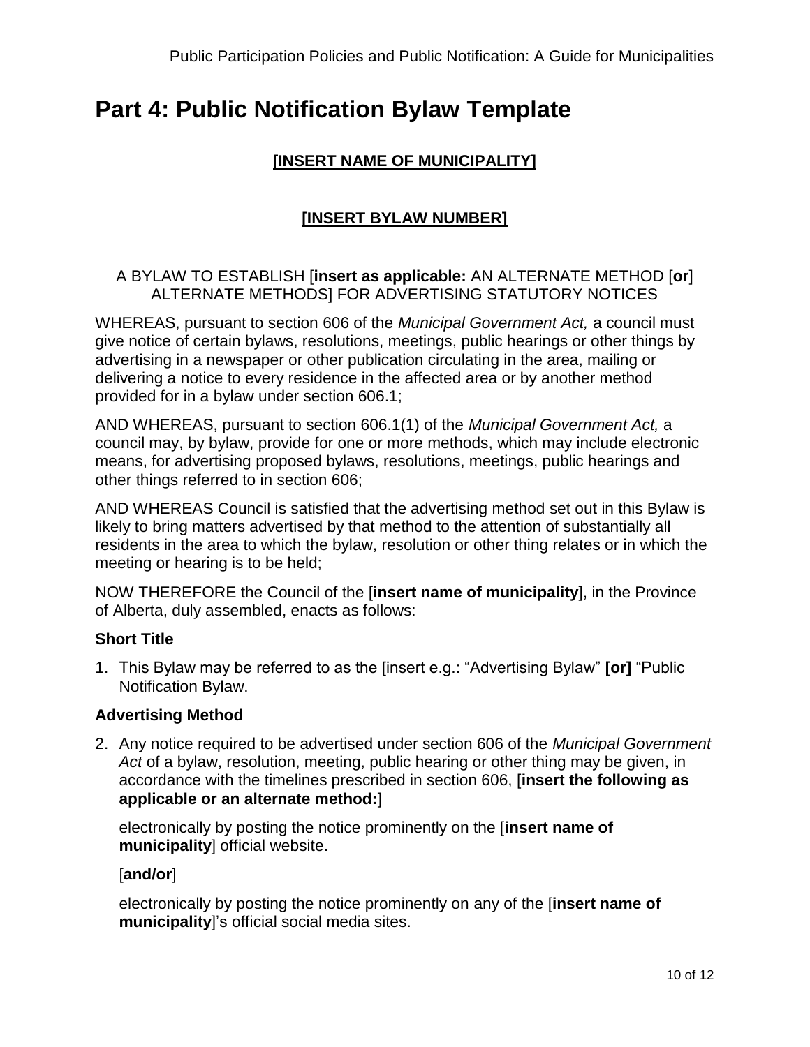# Part 4: Public Notification Bylaw Template

**[INSERT NAME OF MUNICIPALITY]**

**[INSERT BYLAW NUMBER]**

A BYLAW TO ESTABLISH [**insert as applicable:** AN ALTERNATE METHOD [**or**] ALTERNATE METHODS] FOR ADVERTISING STATUTORY NOTICES

WHEREAS, pursuant to section 606 of the *Municipal Government Act,* a council must give notice of certain bylaws, resolutions, meetings, public hearings or other things by advertising in a newspaper or other publication circulating in the area, mailing or delivering a notice to every residence in the affected area or by another method provided for in a bylaw under section 606.1;

AND WHEREAS, pursuant to section 606.1(1) of the *Municipal Government Act,* a council may, by bylaw, provide for one or more methods, which may include electronic means, for advertising proposed bylaws, resolutions, meetings, public hearings and other things referred to in section 606;

AND WHEREAS Council is satisfied that the advertising method set out in this Bylaw is likely to bring matters advertised by that method to the attention of substantially all residents in the area to which the bylaw, resolution or other thing relates or in which the meeting or hearing is to be held;

NOW THEREFORE the Council of the [**insert name of municipality**], in the Province of Alberta, duly assembled, enacts as follows:

### Short Title

1. This Bylaw may be referred to as the [insert e.g.: "Advertising Bylaw" **[or]** "Public Notification Bylaw.

### Advertising Method

2. Any notice required to be advertised under section 606 of the *Municipal Government Act* of a bylaw, resolution, meeting, public hearing or other thing may be given, in accordance with the timelines prescribed in section 606, [**insert the following as applicable or an alternate method:**]

   electronically by posting the notice prominently on the [**insert name of municipality**] official website.

   [**and/or**]

   electronically by posting the notice prominently on any of the [**insert name of municipality**]'s official social media sites.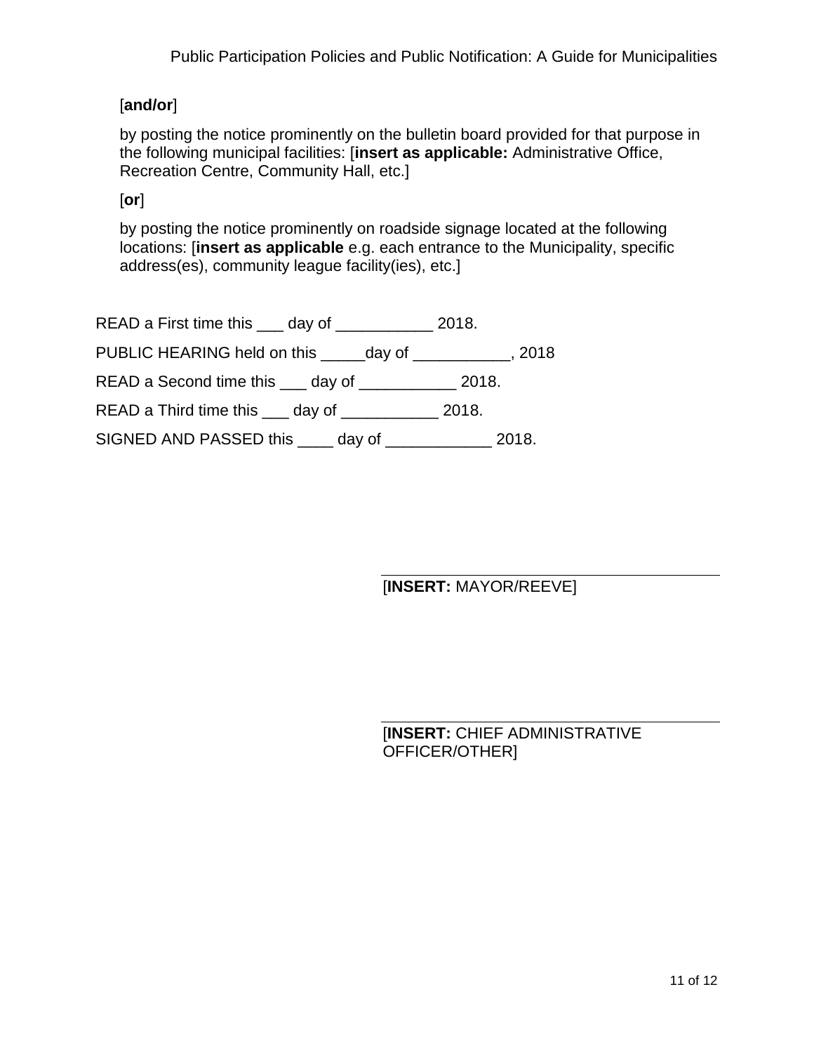[**and/or**]

by posting the notice prominently on the bulletin board provided for that purpose in the following municipal facilities: [**insert as applicable:** Administrative Office, Recreation Centre, Community Hall, etc.]

[**or**]

by posting the notice prominently on roadside signage located at the following locations: [**insert as applicable** e.g. each entrance to the Municipality, specific address(es), community league facility(ies), etc.]

READ a First time this ___ day of ___________ 2018.

PUBLIC HEARING held on this _____day of ___________, 2018

READ a Second time this ___ day of ___________ 2018.

READ a Third time this ___ day of ___________ 2018.

SIGNED AND PASSED this ____ day of ____________ 2018.

\_\_\_\_\_\_\_\_\_\_\_\_\_\_\_\_\_\_\_\_\_\_\_\_\_\_\_\_\_\_

[**INSERT:** MAYOR/REEVE]

\_\_\_\_\_\_\_\_\_\_\_\_\_\_\_\_\_\_\_\_\_\_\_\_\_\_\_\_\_\_

[**INSERT:** CHIEF ADMINISTRATIVE OFFICER/OTHER]